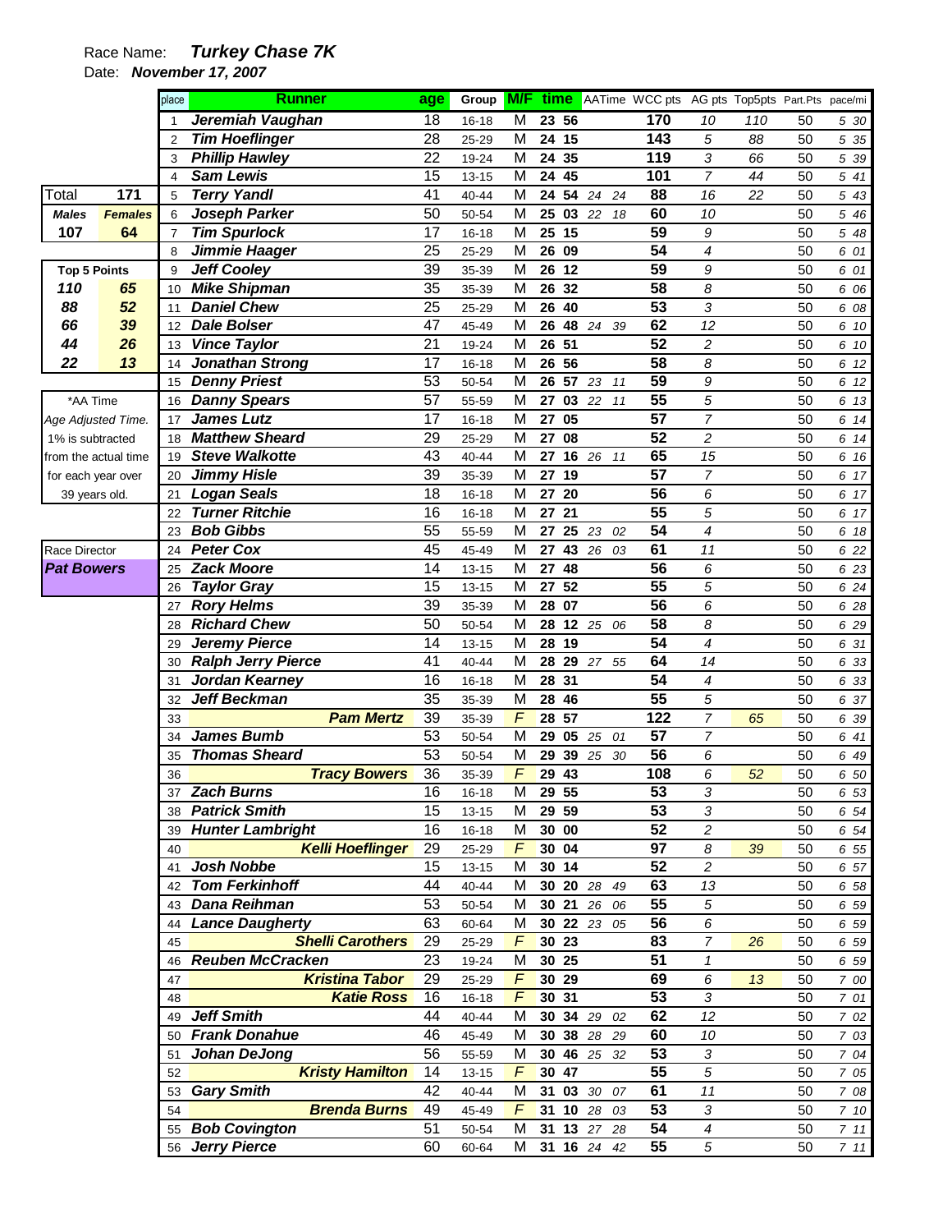Race Name: ***Turkey Chase 7K***

Date: ***November 17, 2007***

| Total | 171 |
|---|---|
| **Males** | **Females** |
| **107** | **64** |

| Top 5 Points | |
|---|---|
| **110** | **65** |
| **88** | **52** |
| **66** | **39** |
| **44** | **26** |
| **22** | **13** |

*AA Time
Age Adjusted Time.
1% is subtracted from the actual time for each year over 39 years old.

Race Director
***Pat Bowers***

| place | Runner | age | Group | M/F | time | AATime | WCC pts | AG pts | Top5pts | Part.Pts | pace/mi |
|---|---|---|---|---|---|---|---|---|---|---|---|
| 1 | **Jeremiah Vaughan** | 18 | 16-18 | M | 23 56 | | 170 | 10 | 110 | 50 | 5 30 |
| 2 | **Tim Hoeflinger** | 28 | 25-29 | M | 24 15 | | 143 | 5 | 88 | 50 | 5 35 |
| 3 | **Phillip Hawley** | 22 | 19-24 | M | 24 35 | | 119 | 3 | 66 | 50 | 5 39 |
| 4 | **Sam Lewis** | 15 | 13-15 | M | 24 45 | | 101 | 7 | 44 | 50 | 5 41 |
| 5 | **Terry Yandl** | 41 | 40-44 | M | 24 54 | 24 24 | 88 | 16 | 22 | 50 | 5 43 |
| 6 | **Joseph Parker** | 50 | 50-54 | M | 25 03 | 22 18 | 60 | 10 | | 50 | 5 46 |
| 7 | **Tim Spurlock** | 17 | 16-18 | M | 25 15 | | 59 | 9 | | 50 | 5 48 |
| 8 | **Jimmie Haager** | 25 | 25-29 | M | 26 09 | | 54 | 4 | | 50 | 6 01 |
| 9 | **Jeff Cooley** | 39 | 35-39 | M | 26 12 | | 59 | 9 | | 50 | 6 01 |
| 10 | **Mike Shipman** | 35 | 35-39 | M | 26 32 | | 58 | 8 | | 50 | 6 06 |
| 11 | **Daniel Chew** | 25 | 25-29 | M | 26 40 | | 53 | 3 | | 50 | 6 08 |
| 12 | **Dale Bolser** | 47 | 45-49 | M | 26 48 | 24 39 | 62 | 12 | | 50 | 6 10 |
| 13 | **Vince Taylor** | 21 | 19-24 | M | 26 51 | | 52 | 2 | | 50 | 6 10 |
| 14 | **Jonathan Strong** | 17 | 16-18 | M | 26 56 | | 58 | 8 | | 50 | 6 12 |
| 15 | **Denny Priest** | 53 | 50-54 | M | 26 57 | 23 11 | 59 | 9 | | 50 | 6 12 |
| 16 | **Danny Spears** | 57 | 55-59 | M | 27 03 | 22 11 | 55 | 5 | | 50 | 6 13 |
| 17 | **James Lutz** | 17 | 16-18 | M | 27 05 | | 57 | 7 | | 50 | 6 14 |
| 18 | **Matthew Sheard** | 29 | 25-29 | M | 27 08 | | 52 | 2 | | 50 | 6 14 |
| 19 | **Steve Walkotte** | 43 | 40-44 | M | 27 16 | 26 11 | 65 | 15 | | 50 | 6 16 |
| 20 | **Jimmy Hisle** | 39 | 35-39 | M | 27 19 | | 57 | 7 | | 50 | 6 17 |
| 21 | **Logan Seals** | 18 | 16-18 | M | 27 20 | | 56 | 6 | | 50 | 6 17 |
| 22 | **Turner Ritchie** | 16 | 16-18 | M | 27 21 | | 55 | 5 | | 50 | 6 17 |
| 23 | **Bob Gibbs** | 55 | 55-59 | M | 27 25 | 23 02 | 54 | 4 | | 50 | 6 18 |
| 24 | **Peter Cox** | 45 | 45-49 | M | 27 43 | 26 03 | 61 | 11 | | 50 | 6 22 |
| 25 | **Zack Moore** | 14 | 13-15 | M | 27 48 | | 56 | 6 | | 50 | 6 23 |
| 26 | **Taylor Gray** | 15 | 13-15 | M | 27 52 | | 55 | 5 | | 50 | 6 24 |
| 27 | **Rory Helms** | 39 | 35-39 | M | 28 07 | | 56 | 6 | | 50 | 6 28 |
| 28 | **Richard Chew** | 50 | 50-54 | M | 28 12 | 25 06 | 58 | 8 | | 50 | 6 29 |
| 29 | **Jeremy Pierce** | 14 | 13-15 | M | 28 19 | | 54 | 4 | | 50 | 6 31 |
| 30 | **Ralph Jerry Pierce** | 41 | 40-44 | M | 28 29 | 27 55 | 64 | 14 | | 50 | 6 33 |
| 31 | **Jordan Kearney** | 16 | 16-18 | M | 28 31 | | 54 | 4 | | 50 | 6 33 |
| 32 | **Jeff Beckman** | 35 | 35-39 | M | 28 46 | | 55 | 5 | | 50 | 6 37 |
| 33 | **Pam Mertz** | 39 | 35-39 | F | 28 57 | | 122 | 7 | 65 | 50 | 6 39 |
| 34 | **James Bumb** | 53 | 50-54 | M | 29 05 | 25 01 | 57 | 7 | | 50 | 6 41 |
| 35 | **Thomas Sheard** | 53 | 50-54 | M | 29 39 | 25 30 | 56 | 6 | | 50 | 6 49 |
| 36 | **Tracy Bowers** | 36 | 35-39 | F | 29 43 | | 108 | 6 | 52 | 50 | 6 50 |
| 37 | **Zach Burns** | 16 | 16-18 | M | 29 55 | | 53 | 3 | | 50 | 6 53 |
| 38 | **Patrick Smith** | 15 | 13-15 | M | 29 59 | | 53 | 3 | | 50 | 6 54 |
| 39 | **Hunter Lambright** | 16 | 16-18 | M | 30 00 | | 52 | 2 | | 50 | 6 54 |
| 40 | **Kelli Hoeflinger** | 29 | 25-29 | F | 30 04 | | 97 | 8 | 39 | 50 | 6 55 |
| 41 | **Josh Nobbe** | 15 | 13-15 | M | 30 14 | | 52 | 2 | | 50 | 6 57 |
| 42 | **Tom Ferkinhoff** | 44 | 40-44 | M | 30 20 | 28 49 | 63 | 13 | | 50 | 6 58 |
| 43 | **Dana Reihman** | 53 | 50-54 | M | 30 21 | 26 06 | 55 | 5 | | 50 | 6 59 |
| 44 | **Lance Daugherty** | 63 | 60-64 | M | 30 22 | 23 05 | 56 | 6 | | 50 | 6 59 |
| 45 | **Shelli Carothers** | 29 | 25-29 | F | 30 23 | | 83 | 7 | 26 | 50 | 6 59 |
| 46 | **Reuben McCracken** | 23 | 19-24 | M | 30 25 | | 51 | 1 | | 50 | 6 59 |
| 47 | **Kristina Tabor** | 29 | 25-29 | F | 30 29 | | 69 | 6 | 13 | 50 | 7 00 |
| 48 | **Katie Ross** | 16 | 16-18 | F | 30 31 | | 53 | 3 | | 50 | 7 01 |
| 49 | **Jeff Smith** | 44 | 40-44 | M | 30 34 | 29 02 | 62 | 12 | | 50 | 7 02 |
| 50 | **Frank Donahue** | 46 | 45-49 | M | 30 38 | 28 29 | 60 | 10 | | 50 | 7 03 |
| 51 | **Johan DeJong** | 56 | 55-59 | M | 30 46 | 25 32 | 53 | 3 | | 50 | 7 04 |
| 52 | **Kristy Hamilton** | 14 | 13-15 | F | 30 47 | | 55 | 5 | | 50 | 7 05 |
| 53 | **Gary Smith** | 42 | 40-44 | M | 31 03 | 30 07 | 61 | 11 | | 50 | 7 08 |
| 54 | **Brenda Burns** | 49 | 45-49 | F | 31 10 | 28 03 | 53 | 3 | | 50 | 7 10 |
| 55 | **Bob Covington** | 51 | 50-54 | M | 31 13 | 27 28 | 54 | 4 | | 50 | 7 11 |
| 56 | **Jerry Pierce** | 60 | 60-64 | M | 31 16 | 24 42 | 55 | 5 | | 50 | 7 11 |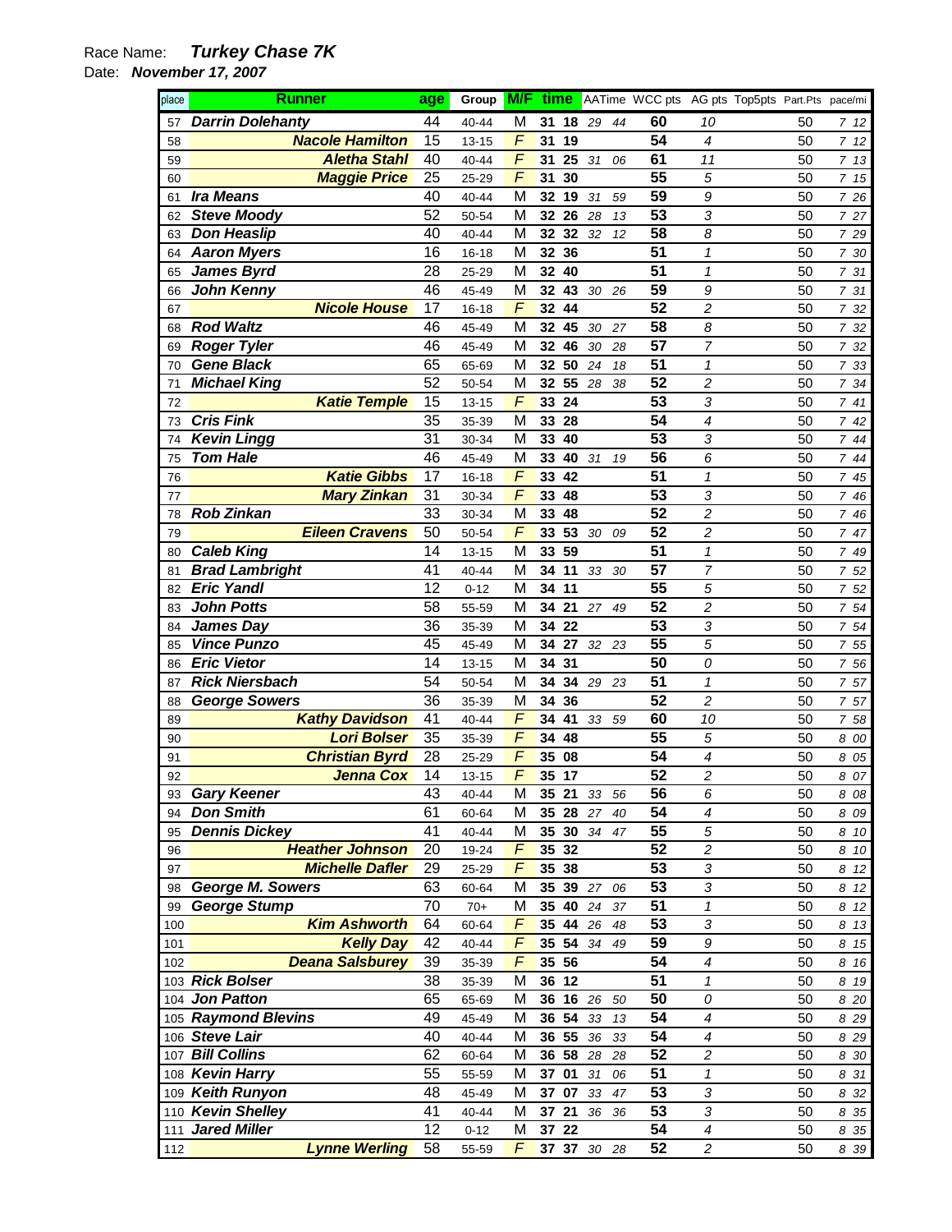Race Name: ***Turkey Chase 7K***

Date: ***November 17, 2007***

| place | Runner | age | Group | M/F | time | | AATime | | WCC pts | AG pts | Top5pts | Part.Pts | pace/mi |
|---|---|---|---|---|---|---|---|---|---|---|---|---|---|
| 57 | ***Darrin Dolehanty*** | 44 | 40-44 | M | 31 | 18 | 29 | 44 | 60 | 10 | | 50 | 7 12 |
| 58 | ***Nacole Hamilton*** | 15 | 13-15 | F | 31 | 19 | | | 54 | 4 | | 50 | 7 12 |
| 59 | ***Aletha Stahl*** | 40 | 40-44 | F | 31 | 25 | 31 | 06 | 61 | 11 | | 50 | 7 13 |
| 60 | ***Maggie Price*** | 25 | 25-29 | F | 31 | 30 | | | 55 | 5 | | 50 | 7 15 |
| 61 | ***Ira Means*** | 40 | 40-44 | M | 32 | 19 | 31 | 59 | 59 | 9 | | 50 | 7 26 |
| 62 | ***Steve Moody*** | 52 | 50-54 | M | 32 | 26 | 28 | 13 | 53 | 3 | | 50 | 7 27 |
| 63 | ***Don Heaslip*** | 40 | 40-44 | M | 32 | 32 | 32 | 12 | 58 | 8 | | 50 | 7 29 |
| 64 | ***Aaron Myers*** | 16 | 16-18 | M | 32 | 36 | | | 51 | 1 | | 50 | 7 30 |
| 65 | ***James Byrd*** | 28 | 25-29 | M | 32 | 40 | | | 51 | 1 | | 50 | 7 31 |
| 66 | ***John Kenny*** | 46 | 45-49 | M | 32 | 43 | 30 | 26 | 59 | 9 | | 50 | 7 31 |
| 67 | ***Nicole House*** | 17 | 16-18 | F | 32 | 44 | | | 52 | 2 | | 50 | 7 32 |
| 68 | ***Rod Waltz*** | 46 | 45-49 | M | 32 | 45 | 30 | 27 | 58 | 8 | | 50 | 7 32 |
| 69 | ***Roger Tyler*** | 46 | 45-49 | M | 32 | 46 | 30 | 28 | 57 | 7 | | 50 | 7 32 |
| 70 | ***Gene Black*** | 65 | 65-69 | M | 32 | 50 | 24 | 18 | 51 | 1 | | 50 | 7 33 |
| 71 | ***Michael King*** | 52 | 50-54 | M | 32 | 55 | 28 | 38 | 52 | 2 | | 50 | 7 34 |
| 72 | ***Katie Temple*** | 15 | 13-15 | F | 33 | 24 | | | 53 | 3 | | 50 | 7 41 |
| 73 | ***Cris Fink*** | 35 | 35-39 | M | 33 | 28 | | | 54 | 4 | | 50 | 7 42 |
| 74 | ***Kevin Lingg*** | 31 | 30-34 | M | 33 | 40 | | | 53 | 3 | | 50 | 7 44 |
| 75 | ***Tom Hale*** | 46 | 45-49 | M | 33 | 40 | 31 | 19 | 56 | 6 | | 50 | 7 44 |
| 76 | ***Katie Gibbs*** | 17 | 16-18 | F | 33 | 42 | | | 51 | 1 | | 50 | 7 45 |
| 77 | ***Mary Zinkan*** | 31 | 30-34 | F | 33 | 48 | | | 53 | 3 | | 50 | 7 46 |
| 78 | ***Rob Zinkan*** | 33 | 30-34 | M | 33 | 48 | | | 52 | 2 | | 50 | 7 46 |
| 79 | ***Eileen Cravens*** | 50 | 50-54 | F | 33 | 53 | 30 | 09 | 52 | 2 | | 50 | 7 47 |
| 80 | ***Caleb King*** | 14 | 13-15 | M | 33 | 59 | | | 51 | 1 | | 50 | 7 49 |
| 81 | ***Brad Lambright*** | 41 | 40-44 | M | 34 | 11 | 33 | 30 | 57 | 7 | | 50 | 7 52 |
| 82 | ***Eric Yandl*** | 12 | 0-12 | M | 34 | 11 | | | 55 | 5 | | 50 | 7 52 |
| 83 | ***John Potts*** | 58 | 55-59 | M | 34 | 21 | 27 | 49 | 52 | 2 | | 50 | 7 54 |
| 84 | ***James Day*** | 36 | 35-39 | M | 34 | 22 | | | 53 | 3 | | 50 | 7 54 |
| 85 | ***Vince Punzo*** | 45 | 45-49 | M | 34 | 27 | 32 | 23 | 55 | 5 | | 50 | 7 55 |
| 86 | ***Eric Vietor*** | 14 | 13-15 | M | 34 | 31 | | | 50 | 0 | | 50 | 7 56 |
| 87 | ***Rick Niersbach*** | 54 | 50-54 | M | 34 | 34 | 29 | 23 | 51 | 1 | | 50 | 7 57 |
| 88 | ***George Sowers*** | 36 | 35-39 | M | 34 | 36 | | | 52 | 2 | | 50 | 7 57 |
| 89 | ***Kathy Davidson*** | 41 | 40-44 | F | 34 | 41 | 33 | 59 | 60 | 10 | | 50 | 7 58 |
| 90 | ***Lori Bolser*** | 35 | 35-39 | F | 34 | 48 | | | 55 | 5 | | 50 | 8 00 |
| 91 | ***Christian Byrd*** | 28 | 25-29 | F | 35 | 08 | | | 54 | 4 | | 50 | 8 05 |
| 92 | ***Jenna Cox*** | 14 | 13-15 | F | 35 | 17 | | | 52 | 2 | | 50 | 8 07 |
| 93 | ***Gary Keener*** | 43 | 40-44 | M | 35 | 21 | 33 | 56 | 56 | 6 | | 50 | 8 08 |
| 94 | ***Don Smith*** | 61 | 60-64 | M | 35 | 28 | 27 | 40 | 54 | 4 | | 50 | 8 09 |
| 95 | ***Dennis Dickey*** | 41 | 40-44 | M | 35 | 30 | 34 | 47 | 55 | 5 | | 50 | 8 10 |
| 96 | ***Heather Johnson*** | 20 | 19-24 | F | 35 | 32 | | | 52 | 2 | | 50 | 8 10 |
| 97 | ***Michelle Dafler*** | 29 | 25-29 | F | 35 | 38 | | | 53 | 3 | | 50 | 8 12 |
| 98 | ***George M. Sowers*** | 63 | 60-64 | M | 35 | 39 | 27 | 06 | 53 | 3 | | 50 | 8 12 |
| 99 | ***George Stump*** | 70 | 70+ | M | 35 | 40 | 24 | 37 | 51 | 1 | | 50 | 8 12 |
| 100 | ***Kim Ashworth*** | 64 | 60-64 | F | 35 | 44 | 26 | 48 | 53 | 3 | | 50 | 8 13 |
| 101 | ***Kelly Day*** | 42 | 40-44 | F | 35 | 54 | 34 | 49 | 59 | 9 | | 50 | 8 15 |
| 102 | ***Deana Salsburey*** | 39 | 35-39 | F | 35 | 56 | | | 54 | 4 | | 50 | 8 16 |
| 103 | ***Rick Bolser*** | 38 | 35-39 | M | 36 | 12 | | | 51 | 1 | | 50 | 8 19 |
| 104 | ***Jon Patton*** | 65 | 65-69 | M | 36 | 16 | 26 | 50 | 50 | 0 | | 50 | 8 20 |
| 105 | ***Raymond Blevins*** | 49 | 45-49 | M | 36 | 54 | 33 | 13 | 54 | 4 | | 50 | 8 29 |
| 106 | ***Steve Lair*** | 40 | 40-44 | M | 36 | 55 | 36 | 33 | 54 | 4 | | 50 | 8 29 |
| 107 | ***Bill Collins*** | 62 | 60-64 | M | 36 | 58 | 28 | 28 | 52 | 2 | | 50 | 8 30 |
| 108 | ***Kevin Harry*** | 55 | 55-59 | M | 37 | 01 | 31 | 06 | 51 | 1 | | 50 | 8 31 |
| 109 | ***Keith Runyon*** | 48 | 45-49 | M | 37 | 07 | 33 | 47 | 53 | 3 | | 50 | 8 32 |
| 110 | ***Kevin Shelley*** | 41 | 40-44 | M | 37 | 21 | 36 | 36 | 53 | 3 | | 50 | 8 35 |
| 111 | ***Jared Miller*** | 12 | 0-12 | M | 37 | 22 | | | 54 | 4 | | 50 | 8 35 |
| 112 | ***Lynne Werling*** | 58 | 55-59 | F | 37 | 37 | 30 | 28 | 52 | 2 | | 50 | 8 39 |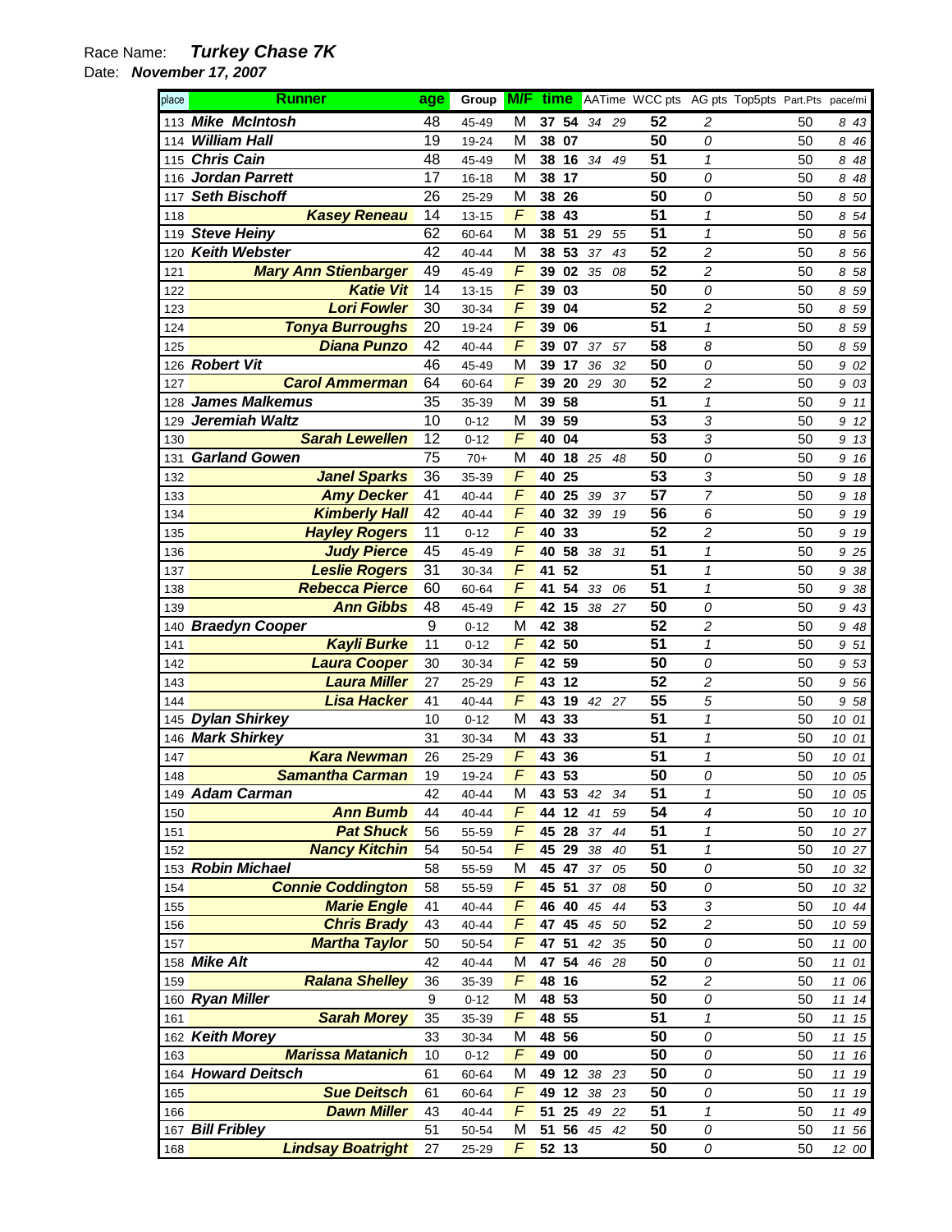Race Name: ***Turkey Chase 7K***

Date: ***November 17, 2007***

| place | Runner | age | Group | M/F | time | AATime | WCC pts | AG pts | Top5pts | Part.Pts | pace/mi |
|---|---|---|---|---|---|---|---|---|---|---|---|
| 113 | ***Mike McIntosh*** | 48 | 45-49 | M | 37 54 | 34 29 | 52 | 2 | | 50 | 8 43 |
| 114 | ***William Hall*** | 19 | 19-24 | M | 38 07 | | 50 | 0 | | 50 | 8 46 |
| 115 | ***Chris Cain*** | 48 | 45-49 | M | 38 16 | 34 49 | 51 | 1 | | 50 | 8 48 |
| 116 | ***Jordan Parrett*** | 17 | 16-18 | M | 38 17 | | 50 | 0 | | 50 | 8 48 |
| 117 | ***Seth Bischoff*** | 26 | 25-29 | M | 38 26 | | 50 | 0 | | 50 | 8 50 |
| 118 | ***Kasey Reneau*** | 14 | 13-15 | F | 38 43 | | 51 | 1 | | 50 | 8 54 |
| 119 | ***Steve Heiny*** | 62 | 60-64 | M | 38 51 | 29 55 | 51 | 1 | | 50 | 8 56 |
| 120 | ***Keith Webster*** | 42 | 40-44 | M | 38 53 | 37 43 | 52 | 2 | | 50 | 8 56 |
| 121 | ***Mary Ann Stienbarger*** | 49 | 45-49 | F | 39 02 | 35 08 | 52 | 2 | | 50 | 8 58 |
| 122 | ***Katie Vit*** | 14 | 13-15 | F | 39 03 | | 50 | 0 | | 50 | 8 59 |
| 123 | ***Lori Fowler*** | 30 | 30-34 | F | 39 04 | | 52 | 2 | | 50 | 8 59 |
| 124 | ***Tonya Burroughs*** | 20 | 19-24 | F | 39 06 | | 51 | 1 | | 50 | 8 59 |
| 125 | ***Diana Punzo*** | 42 | 40-44 | F | 39 07 | 37 57 | 58 | 8 | | 50 | 8 59 |
| 126 | ***Robert Vit*** | 46 | 45-49 | M | 39 17 | 36 32 | 50 | 0 | | 50 | 9 02 |
| 127 | ***Carol Ammerman*** | 64 | 60-64 | F | 39 20 | 29 30 | 52 | 2 | | 50 | 9 03 |
| 128 | ***James Malkemus*** | 35 | 35-39 | M | 39 58 | | 51 | 1 | | 50 | 9 11 |
| 129 | ***Jeremiah Waltz*** | 10 | 0-12 | M | 39 59 | | 53 | 3 | | 50 | 9 12 |
| 130 | ***Sarah Lewellen*** | 12 | 0-12 | F | 40 04 | | 53 | 3 | | 50 | 9 13 |
| 131 | ***Garland Gowen*** | 75 | 70+ | M | 40 18 | 25 48 | 50 | 0 | | 50 | 9 16 |
| 132 | ***Janel Sparks*** | 36 | 35-39 | F | 40 25 | | 53 | 3 | | 50 | 9 18 |
| 133 | ***Amy Decker*** | 41 | 40-44 | F | 40 25 | 39 37 | 57 | 7 | | 50 | 9 18 |
| 134 | ***Kimberly Hall*** | 42 | 40-44 | F | 40 32 | 39 19 | 56 | 6 | | 50 | 9 19 |
| 135 | ***Hayley Rogers*** | 11 | 0-12 | F | 40 33 | | 52 | 2 | | 50 | 9 19 |
| 136 | ***Judy Pierce*** | 45 | 45-49 | F | 40 58 | 38 31 | 51 | 1 | | 50 | 9 25 |
| 137 | ***Leslie Rogers*** | 31 | 30-34 | F | 41 52 | | 51 | 1 | | 50 | 9 38 |
| 138 | ***Rebecca Pierce*** | 60 | 60-64 | F | 41 54 | 33 06 | 51 | 1 | | 50 | 9 38 |
| 139 | ***Ann Gibbs*** | 48 | 45-49 | F | 42 15 | 38 27 | 50 | 0 | | 50 | 9 43 |
| 140 | ***Braedyn Cooper*** | 9 | 0-12 | M | 42 38 | | 52 | 2 | | 50 | 9 48 |
| 141 | ***Kayli Burke*** | 11 | 0-12 | F | 42 50 | | 51 | 1 | | 50 | 9 51 |
| 142 | ***Laura Cooper*** | 30 | 30-34 | F | 42 59 | | 50 | 0 | | 50 | 9 53 |
| 143 | ***Laura Miller*** | 27 | 25-29 | F | 43 12 | | 52 | 2 | | 50 | 9 56 |
| 144 | ***Lisa Hacker*** | 41 | 40-44 | F | 43 19 | 42 27 | 55 | 5 | | 50 | 9 58 |
| 145 | ***Dylan Shirkey*** | 10 | 0-12 | M | 43 33 | | 51 | 1 | | 50 | 10 01 |
| 146 | ***Mark Shirkey*** | 31 | 30-34 | M | 43 33 | | 51 | 1 | | 50 | 10 01 |
| 147 | ***Kara Newman*** | 26 | 25-29 | F | 43 36 | | 51 | 1 | | 50 | 10 01 |
| 148 | ***Samantha Carman*** | 19 | 19-24 | F | 43 53 | | 50 | 0 | | 50 | 10 05 |
| 149 | ***Adam Carman*** | 42 | 40-44 | M | 43 53 | 42 34 | 51 | 1 | | 50 | 10 05 |
| 150 | ***Ann Bumb*** | 44 | 40-44 | F | 44 12 | 41 59 | 54 | 4 | | 50 | 10 10 |
| 151 | ***Pat Shuck*** | 56 | 55-59 | F | 45 28 | 37 44 | 51 | 1 | | 50 | 10 27 |
| 152 | ***Nancy Kitchin*** | 54 | 50-54 | F | 45 29 | 38 40 | 51 | 1 | | 50 | 10 27 |
| 153 | ***Robin Michael*** | 58 | 55-59 | M | 45 47 | 37 05 | 50 | 0 | | 50 | 10 32 |
| 154 | ***Connie Coddington*** | 58 | 55-59 | F | 45 51 | 37 08 | 50 | 0 | | 50 | 10 32 |
| 155 | ***Marie Engle*** | 41 | 40-44 | F | 46 40 | 45 44 | 53 | 3 | | 50 | 10 44 |
| 156 | ***Chris Brady*** | 43 | 40-44 | F | 47 45 | 45 50 | 52 | 2 | | 50 | 10 59 |
| 157 | ***Martha Taylor*** | 50 | 50-54 | F | 47 51 | 42 35 | 50 | 0 | | 50 | 11 00 |
| 158 | ***Mike Alt*** | 42 | 40-44 | M | 47 54 | 46 28 | 50 | 0 | | 50 | 11 01 |
| 159 | ***Ralana Shelley*** | 36 | 35-39 | F | 48 16 | | 52 | 2 | | 50 | 11 06 |
| 160 | ***Ryan Miller*** | 9 | 0-12 | M | 48 53 | | 50 | 0 | | 50 | 11 14 |
| 161 | ***Sarah Morey*** | 35 | 35-39 | F | 48 55 | | 51 | 1 | | 50 | 11 15 |
| 162 | ***Keith Morey*** | 33 | 30-34 | M | 48 56 | | 50 | 0 | | 50 | 11 15 |
| 163 | ***Marissa Matanich*** | 10 | 0-12 | F | 49 00 | | 50 | 0 | | 50 | 11 16 |
| 164 | ***Howard Deitsch*** | 61 | 60-64 | M | 49 12 | 38 23 | 50 | 0 | | 50 | 11 19 |
| 165 | ***Sue Deitsch*** | 61 | 60-64 | F | 49 12 | 38 23 | 50 | 0 | | 50 | 11 19 |
| 166 | ***Dawn Miller*** | 43 | 40-44 | F | 51 25 | 49 22 | 51 | 1 | | 50 | 11 49 |
| 167 | ***Bill Fribley*** | 51 | 50-54 | M | 51 56 | 45 42 | 50 | 0 | | 50 | 11 56 |
| 168 | ***Lindsay Boatright*** | 27 | 25-29 | F | 52 13 | | 50 | 0 | | 50 | 12 00 |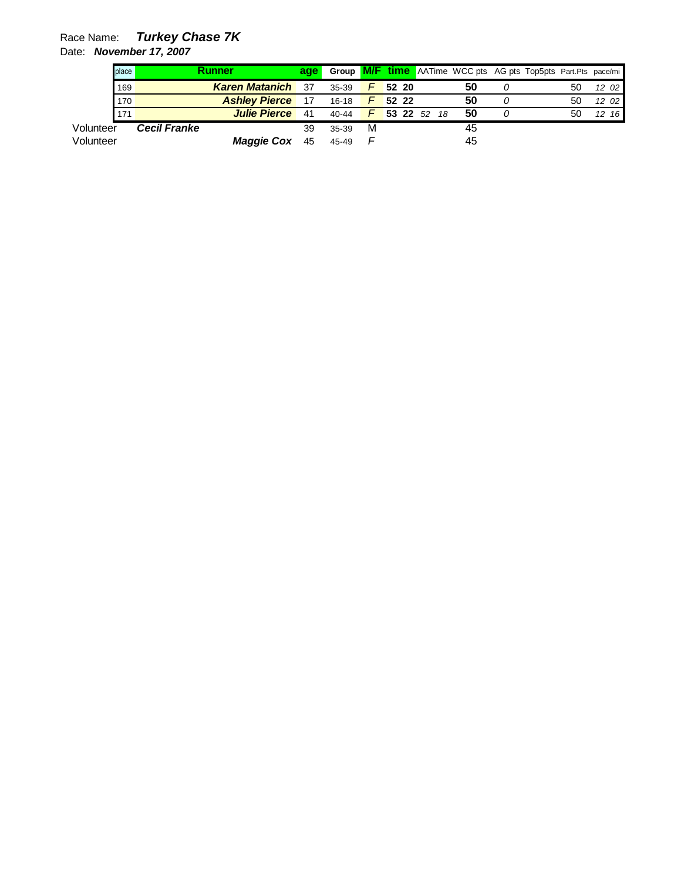Race Name: ***Turkey Chase 7K***

Date: ***November 17, 2007***

| | place | Runner | age | Group | M/F | time | AATime | WCC pts | AG pts | Top5pts | Part.Pts | pace/mi |
|---|---|---|---|---|---|---|---|---|---|---|---|---|
| | 169 | ***Karen Matanich*** | 37 | 35-39 | *F* | **52 20** | | **50** | *0* | | 50 | *12 02* |
| | 170 | ***Ashley Pierce*** | 17 | 16-18 | *F* | **52 22** | | **50** | *0* | | 50 | *12 02* |
| | 171 | ***Julie Pierce*** | 41 | 40-44 | *F* | **53 22** | *52 18* | **50** | *0* | | 50 | *12 16* |
| Volunteer | | ***Cecil Franke*** | 39 | 35-39 | M | | | 45 | | | | |
| Volunteer | | ***Maggie Cox*** | 45 | 45-49 | *F* | | | 45 | | | | |